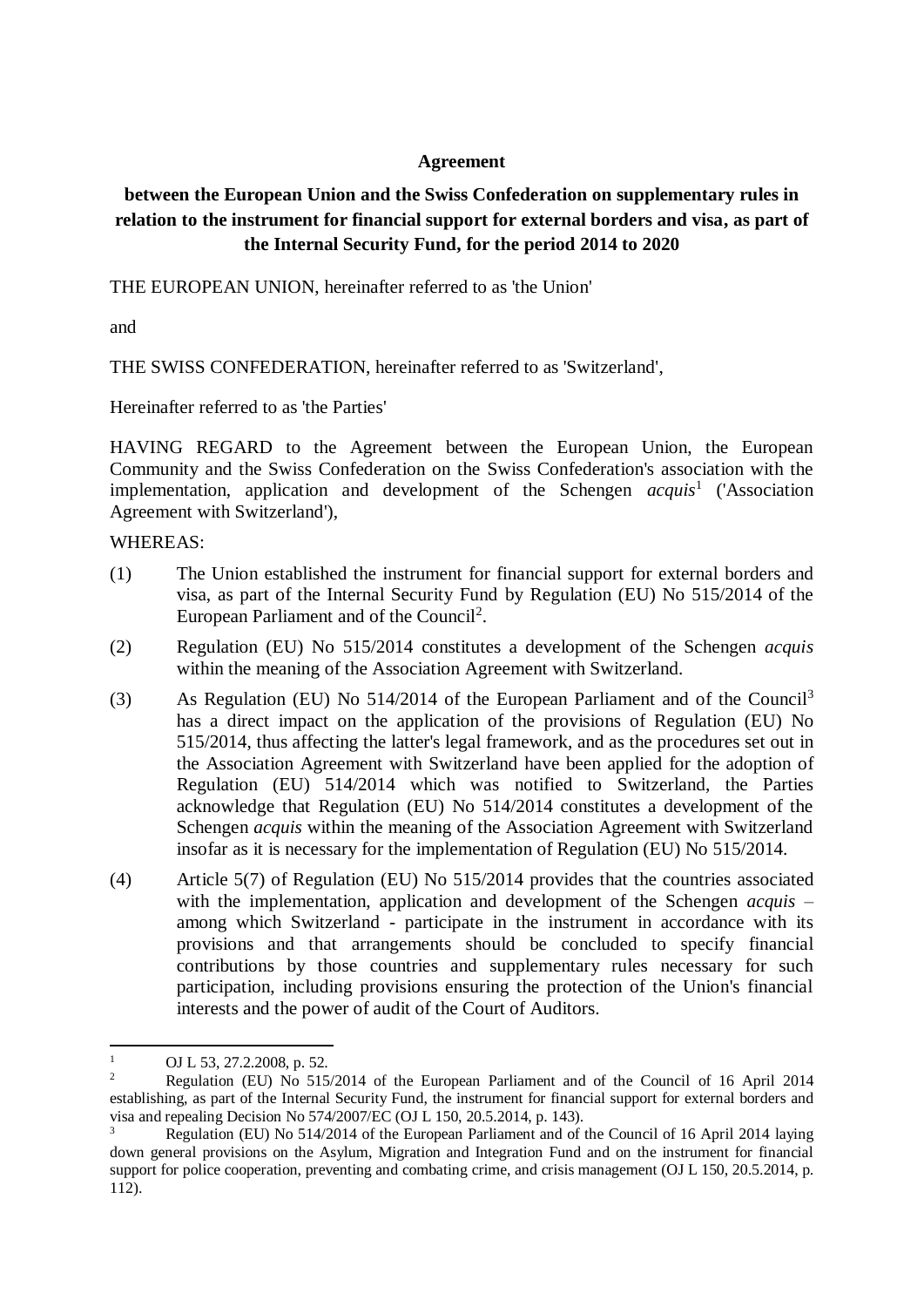**Agreement**

**between the European Union and the Swiss Confederation on supplementary rules in relation to the instrument for financial support for external borders and visa, as part of the Internal Security Fund, for the period 2014 to 2020**

THE EUROPEAN UNION, hereinafter referred to as 'the Union'

and

THE SWISS CONFEDERATION, hereinafter referred to as 'Switzerland',

Hereinafter referred to as 'the Parties'

HAVING REGARD to the Agreement between the European Union, the European Community and the Swiss Confederation on the Swiss Confederation's association with the implementation, application and development of the Schengen *acquis*[1] ('Association Agreement with Switzerland'),

WHEREAS:

(1) The Union established the instrument for financial support for external borders and visa, as part of the Internal Security Fund by Regulation (EU) No 515/2014 of the European Parliament and of the Council[2].

(2) Regulation (EU) No 515/2014 constitutes a development of the Schengen *acquis* within the meaning of the Association Agreement with Switzerland.

(3) As Regulation (EU) No 514/2014 of the European Parliament and of the Council[3] has a direct impact on the application of the provisions of Regulation (EU) No 515/2014, thus affecting the latter's legal framework, and as the procedures set out in the Association Agreement with Switzerland have been applied for the adoption of Regulation (EU) 514/2014 which was notified to Switzerland, the Parties acknowledge that Regulation (EU) No 514/2014 constitutes a development of the Schengen *acquis* within the meaning of the Association Agreement with Switzerland insofar as it is necessary for the implementation of Regulation (EU) No 515/2014.

(4) Article 5(7) of Regulation (EU) No 515/2014 provides that the countries associated with the implementation, application and development of the Schengen *acquis* – among which Switzerland - participate in the instrument in accordance with its provisions and that arrangements should be concluded to specify financial contributions by those countries and supplementary rules necessary for such participation, including provisions ensuring the protection of the Union's financial interests and the power of audit of the Court of Auditors.

---

[1] OJ L 53, 27.2.2008, p. 52.

[2] Regulation (EU) No 515/2014 of the European Parliament and of the Council of 16 April 2014 establishing, as part of the Internal Security Fund, the instrument for financial support for external borders and visa and repealing Decision No 574/2007/EC (OJ L 150, 20.5.2014, p. 143).

[3] Regulation (EU) No 514/2014 of the European Parliament and of the Council of 16 April 2014 laying down general provisions on the Asylum, Migration and Integration Fund and on the instrument for financial support for police cooperation, preventing and combating crime, and crisis management (OJ L 150, 20.5.2014, p. 112).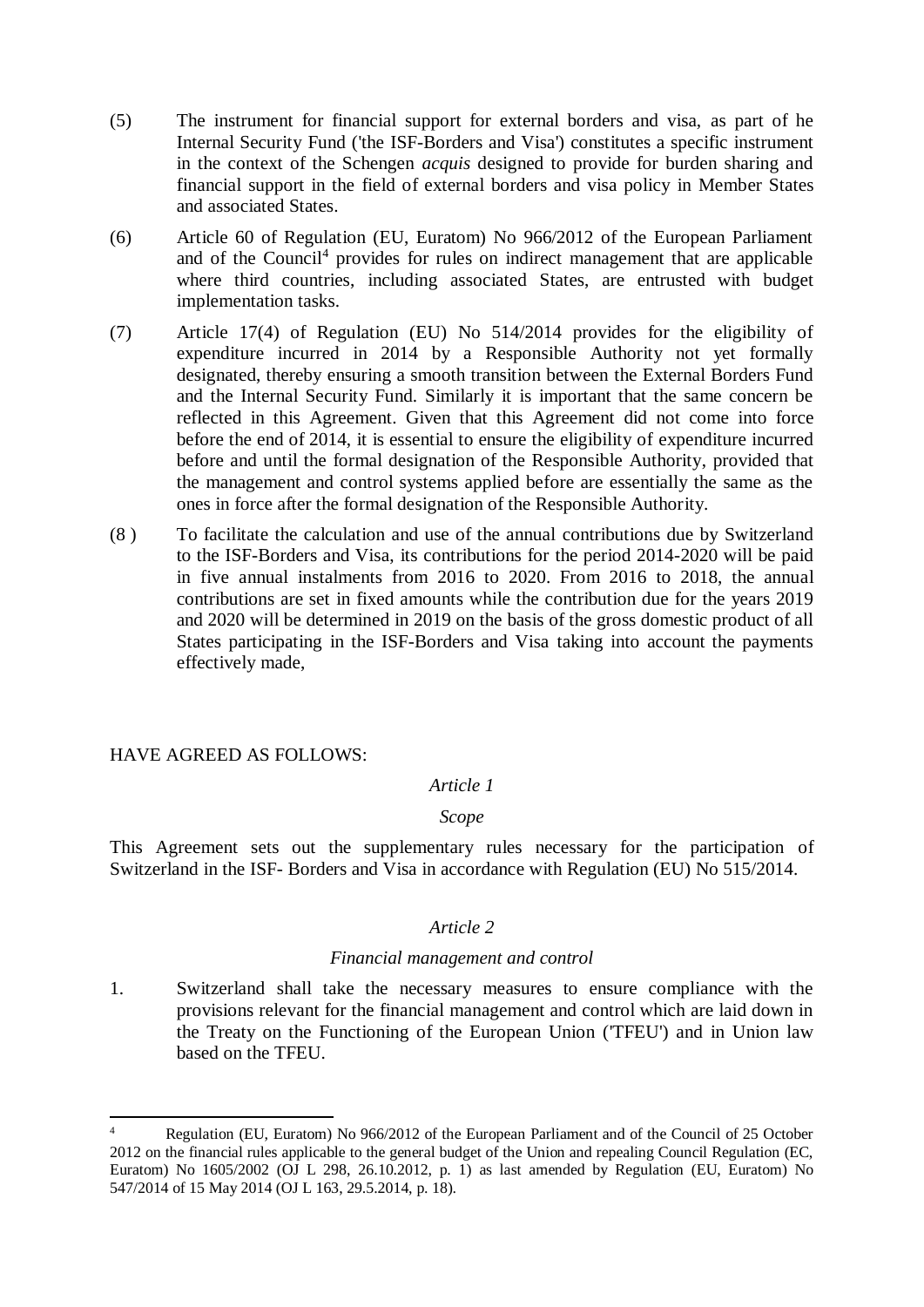(5) The instrument for financial support for external borders and visa, as part of he Internal Security Fund ('the ISF-Borders and Visa') constitutes a specific instrument in the context of the Schengen *acquis* designed to provide for burden sharing and financial support in the field of external borders and visa policy in Member States and associated States.

(6) Article 60 of Regulation (EU, Euratom) No 966/2012 of the European Parliament and of the Council[4] provides for rules on indirect management that are applicable where third countries, including associated States, are entrusted with budget implementation tasks.

(7) Article 17(4) of Regulation (EU) No 514/2014 provides for the eligibility of expenditure incurred in 2014 by a Responsible Authority not yet formally designated, thereby ensuring a smooth transition between the External Borders Fund and the Internal Security Fund. Similarly it is important that the same concern be reflected in this Agreement. Given that this Agreement did not come into force before the end of 2014, it is essential to ensure the eligibility of expenditure incurred before and until the formal designation of the Responsible Authority, provided that the management and control systems applied before are essentially the same as the ones in force after the formal designation of the Responsible Authority.

(8 ) To facilitate the calculation and use of the annual contributions due by Switzerland to the ISF-Borders and Visa, its contributions for the period 2014-2020 will be paid in five annual instalments from 2016 to 2020. From 2016 to 2018, the annual contributions are set in fixed amounts while the contribution due for the years 2019 and 2020 will be determined in 2019 on the basis of the gross domestic product of all States participating in the ISF-Borders and Visa taking into account the payments effectively made,

HAVE AGREED AS FOLLOWS:

*Article 1*

*Scope*

This Agreement sets out the supplementary rules necessary for the participation of Switzerland in the ISF- Borders and Visa in accordance with Regulation (EU) No 515/2014.

*Article 2*

*Financial management and control*

1. Switzerland shall take the necessary measures to ensure compliance with the provisions relevant for the financial management and control which are laid down in the Treaty on the Functioning of the European Union ('TFEU') and in Union law based on the TFEU.

---

[4] Regulation (EU, Euratom) No 966/2012 of the European Parliament and of the Council of 25 October 2012 on the financial rules applicable to the general budget of the Union and repealing Council Regulation (EC, Euratom) No 1605/2002 (OJ L 298, 26.10.2012, p. 1) as last amended by Regulation (EU, Euratom) No 547/2014 of 15 May 2014 (OJ L 163, 29.5.2014, p. 18).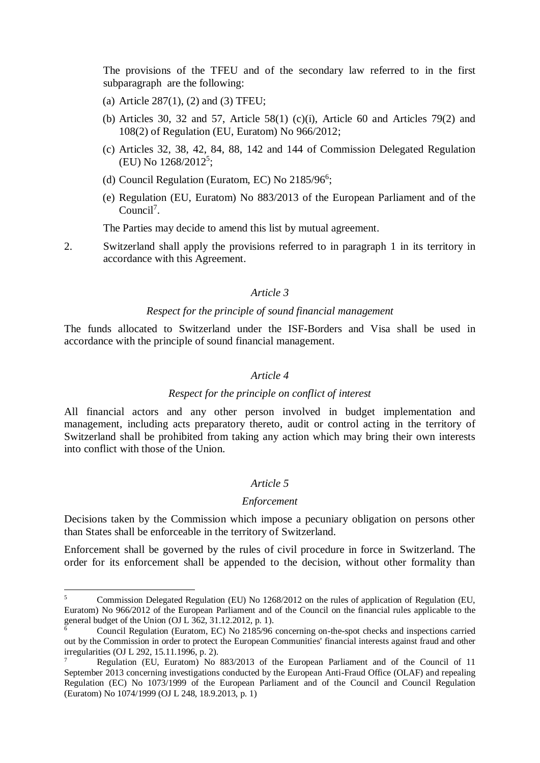The provisions of the TFEU and of the secondary law referred to in the first subparagraph are the following:

(a) Article 287(1), (2) and (3) TFEU;

(b) Articles 30, 32 and 57, Article 58(1) (c)(i), Article 60 and Articles 79(2) and 108(2) of Regulation (EU, Euratom) No 966/2012;

(c) Articles 32, 38, 42, 84, 88, 142 and 144 of Commission Delegated Regulation (EU) No 1268/2012[5];

(d) Council Regulation (Euratom, EC) No 2185/96[6];

(e) Regulation (EU, Euratom) No 883/2013 of the European Parliament and of the Council[7].

The Parties may decide to amend this list by mutual agreement.

2. Switzerland shall apply the provisions referred to in paragraph 1 in its territory in accordance with this Agreement.

*Article 3*

*Respect for the principle of sound financial management*

The funds allocated to Switzerland under the ISF-Borders and Visa shall be used in accordance with the principle of sound financial management.

*Article 4*

*Respect for the principle on conflict of interest*

All financial actors and any other person involved in budget implementation and management, including acts preparatory thereto, audit or control acting in the territory of Switzerland shall be prohibited from taking any action which may bring their own interests into conflict with those of the Union.

*Article 5*

*Enforcement*

Decisions taken by the Commission which impose a pecuniary obligation on persons other than States shall be enforceable in the territory of Switzerland.

Enforcement shall be governed by the rules of civil procedure in force in Switzerland. The order for its enforcement shall be appended to the decision, without other formality than

---

[5] Commission Delegated Regulation (EU) No 1268/2012 on the rules of application of Regulation (EU, Euratom) No 966/2012 of the European Parliament and of the Council on the financial rules applicable to the general budget of the Union (OJ L 362, 31.12.2012, p. 1).

[6] Council Regulation (Euratom, EC) No 2185/96 concerning on-the-spot checks and inspections carried out by the Commission in order to protect the European Communities' financial interests against fraud and other irregularities (OJ L 292, 15.11.1996, p. 2).

[7] Regulation (EU, Euratom) No 883/2013 of the European Parliament and of the Council of 11 September 2013 concerning investigations conducted by the European Anti-Fraud Office (OLAF) and repealing Regulation (EC) No 1073/1999 of the European Parliament and of the Council and Council Regulation (Euratom) No 1074/1999 (OJ L 248, 18.9.2013, p. 1)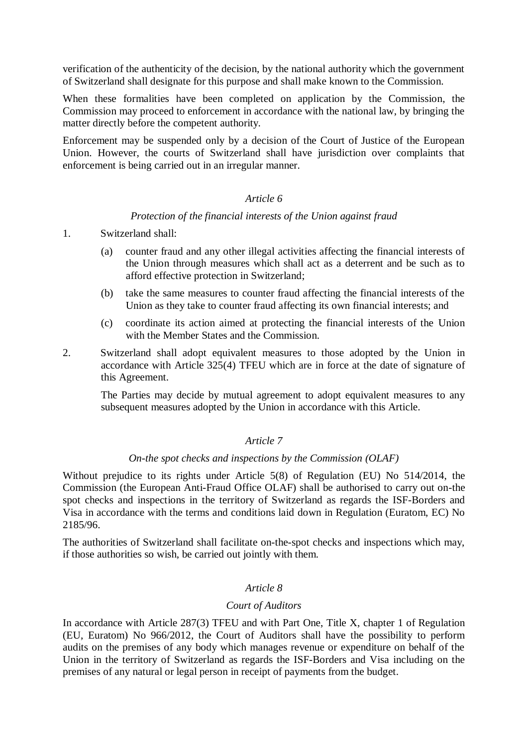verification of the authenticity of the decision, by the national authority which the government of Switzerland shall designate for this purpose and shall make known to the Commission.

When these formalities have been completed on application by the Commission, the Commission may proceed to enforcement in accordance with the national law, by bringing the matter directly before the competent authority.

Enforcement may be suspended only by a decision of the Court of Justice of the European Union. However, the courts of Switzerland shall have jurisdiction over complaints that enforcement is being carried out in an irregular manner.

*Article 6*

*Protection of the financial interests of the Union against fraud*

1. Switzerland shall:

   (a) counter fraud and any other illegal activities affecting the financial interests of the Union through measures which shall act as a deterrent and be such as to afford effective protection in Switzerland;

   (b) take the same measures to counter fraud affecting the financial interests of the Union as they take to counter fraud affecting its own financial interests; and

   (c) coordinate its action aimed at protecting the financial interests of the Union with the Member States and the Commission.

2. Switzerland shall adopt equivalent measures to those adopted by the Union in accordance with Article 325(4) TFEU which are in force at the date of signature of this Agreement.

   The Parties may decide by mutual agreement to adopt equivalent measures to any subsequent measures adopted by the Union in accordance with this Article.

*Article 7*

*On-the spot checks and inspections by the Commission (OLAF)*

Without prejudice to its rights under Article 5(8) of Regulation (EU) No 514/2014, the Commission (the European Anti-Fraud Office OLAF) shall be authorised to carry out on-the spot checks and inspections in the territory of Switzerland as regards the ISF-Borders and Visa in accordance with the terms and conditions laid down in Regulation (Euratom, EC) No 2185/96.

The authorities of Switzerland shall facilitate on-the-spot checks and inspections which may, if those authorities so wish, be carried out jointly with them.

*Article 8*

*Court of Auditors*

In accordance with Article 287(3) TFEU and with Part One, Title X, chapter 1 of Regulation (EU, Euratom) No 966/2012, the Court of Auditors shall have the possibility to perform audits on the premises of any body which manages revenue or expenditure on behalf of the Union in the territory of Switzerland as regards the ISF-Borders and Visa including on the premises of any natural or legal person in receipt of payments from the budget.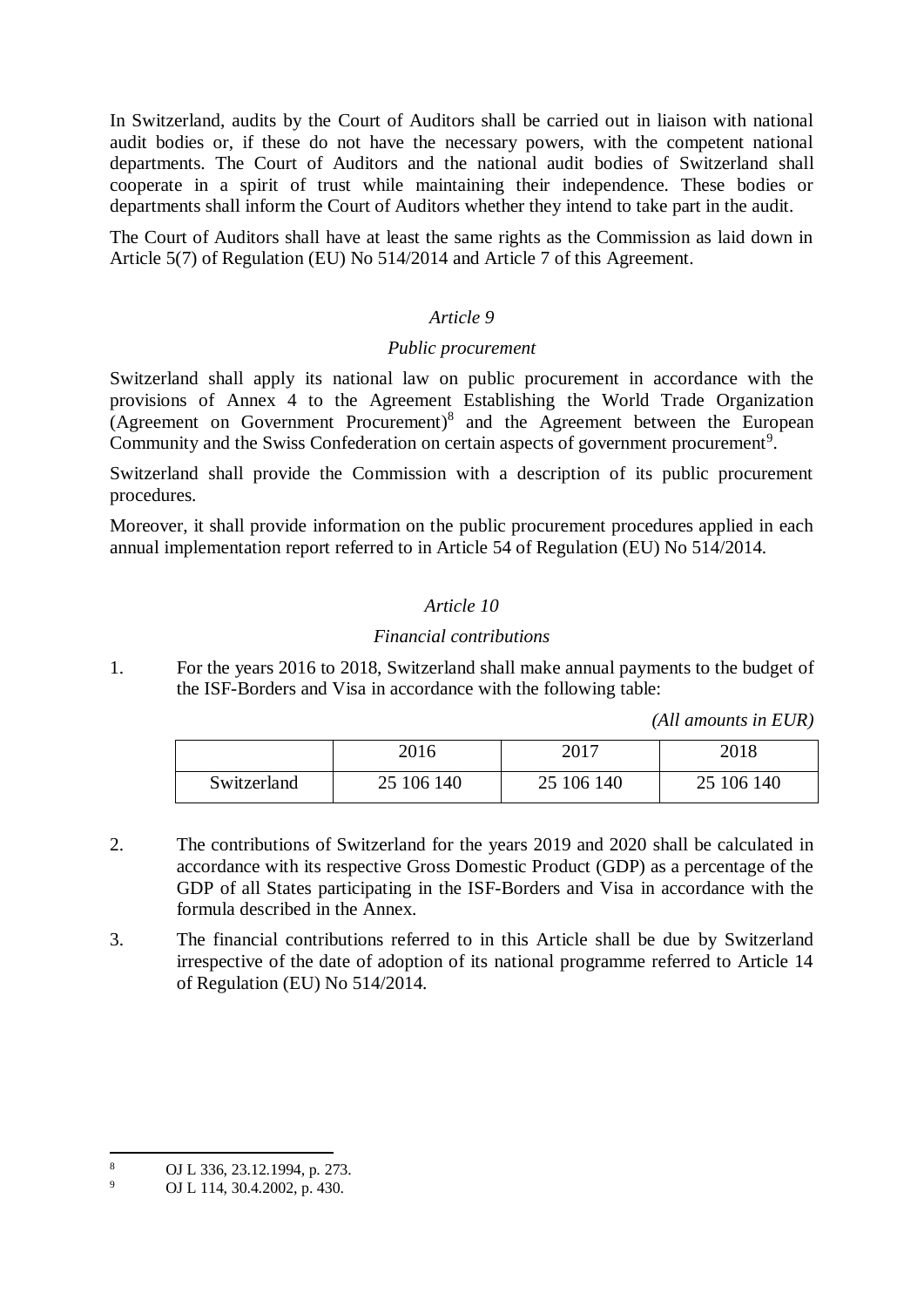In Switzerland, audits by the Court of Auditors shall be carried out in liaison with national audit bodies or, if these do not have the necessary powers, with the competent national departments. The Court of Auditors and the national audit bodies of Switzerland shall cooperate in a spirit of trust while maintaining their independence. These bodies or departments shall inform the Court of Auditors whether they intend to take part in the audit.

The Court of Auditors shall have at least the same rights as the Commission as laid down in Article 5(7) of Regulation (EU) No 514/2014 and Article 7 of this Agreement.

*Article 9*

*Public procurement*

Switzerland shall apply its national law on public procurement in accordance with the provisions of Annex 4 to the Agreement Establishing the World Trade Organization (Agreement on Government Procurement)[8] and the Agreement between the European Community and the Swiss Confederation on certain aspects of government procurement[9].

Switzerland shall provide the Commission with a description of its public procurement procedures.

Moreover, it shall provide information on the public procurement procedures applied in each annual implementation report referred to in Article 54 of Regulation (EU) No 514/2014.

*Article 10*

*Financial contributions*

1. For the years 2016 to 2018, Switzerland shall make annual payments to the budget of the ISF-Borders and Visa in accordance with the following table:

*(All amounts in EUR)*

| | 2016 | 2017 | 2018 |
|---|---|---|---|
| Switzerland | 25 106 140 | 25 106 140 | 25 106 140 |

2. The contributions of Switzerland for the years 2019 and 2020 shall be calculated in accordance with its respective Gross Domestic Product (GDP) as a percentage of the GDP of all States participating in the ISF-Borders and Visa in accordance with the formula described in the Annex.

3. The financial contributions referred to in this Article shall be due by Switzerland irrespective of the date of adoption of its national programme referred to Article 14 of Regulation (EU) No 514/2014.

---

[8] OJ L 336, 23.12.1994, p. 273.

[9] OJ L 114, 30.4.2002, p. 430.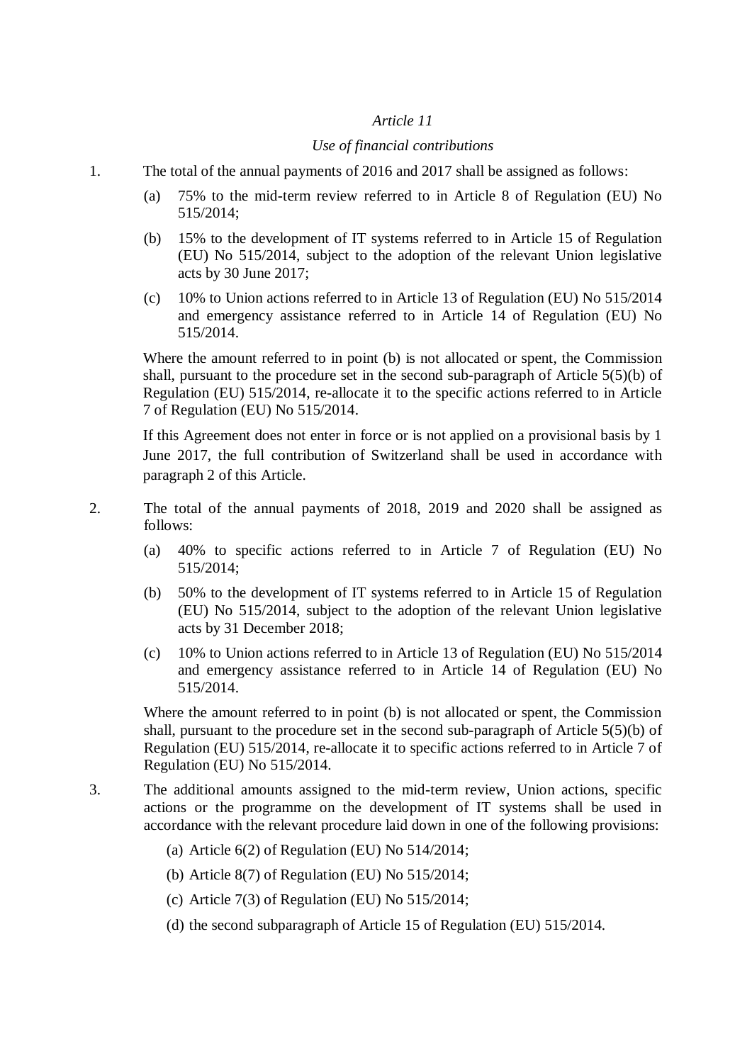*Article 11*

*Use of financial contributions*

1. The total of the annual payments of 2016 and 2017 shall be assigned as follows:

   (a) 75% to the mid-term review referred to in Article 8 of Regulation (EU) No 515/2014;

   (b) 15% to the development of IT systems referred to in Article 15 of Regulation (EU) No 515/2014, subject to the adoption of the relevant Union legislative acts by 30 June 2017;

   (c) 10% to Union actions referred to in Article 13 of Regulation (EU) No 515/2014 and emergency assistance referred to in Article 14 of Regulation (EU) No 515/2014.

   Where the amount referred to in point (b) is not allocated or spent, the Commission shall, pursuant to the procedure set in the second sub-paragraph of Article 5(5)(b) of Regulation (EU) 515/2014, re-allocate it to the specific actions referred to in Article 7 of Regulation (EU) No 515/2014.

   If this Agreement does not enter in force or is not applied on a provisional basis by 1 June 2017, the full contribution of Switzerland shall be used in accordance with paragraph 2 of this Article.

2. The total of the annual payments of 2018, 2019 and 2020 shall be assigned as follows:

   (a) 40% to specific actions referred to in Article 7 of Regulation (EU) No 515/2014;

   (b) 50% to the development of IT systems referred to in Article 15 of Regulation (EU) No 515/2014, subject to the adoption of the relevant Union legislative acts by 31 December 2018;

   (c) 10% to Union actions referred to in Article 13 of Regulation (EU) No 515/2014 and emergency assistance referred to in Article 14 of Regulation (EU) No 515/2014.

   Where the amount referred to in point (b) is not allocated or spent, the Commission shall, pursuant to the procedure set in the second sub-paragraph of Article 5(5)(b) of Regulation (EU) 515/2014, re-allocate it to specific actions referred to in Article 7 of Regulation (EU) No 515/2014.

3. The additional amounts assigned to the mid-term review, Union actions, specific actions or the programme on the development of IT systems shall be used in accordance with the relevant procedure laid down in one of the following provisions:

   (a) Article 6(2) of Regulation (EU) No 514/2014;

   (b) Article 8(7) of Regulation (EU) No 515/2014;

   (c) Article 7(3) of Regulation (EU) No 515/2014;

   (d) the second subparagraph of Article 15 of Regulation (EU) 515/2014.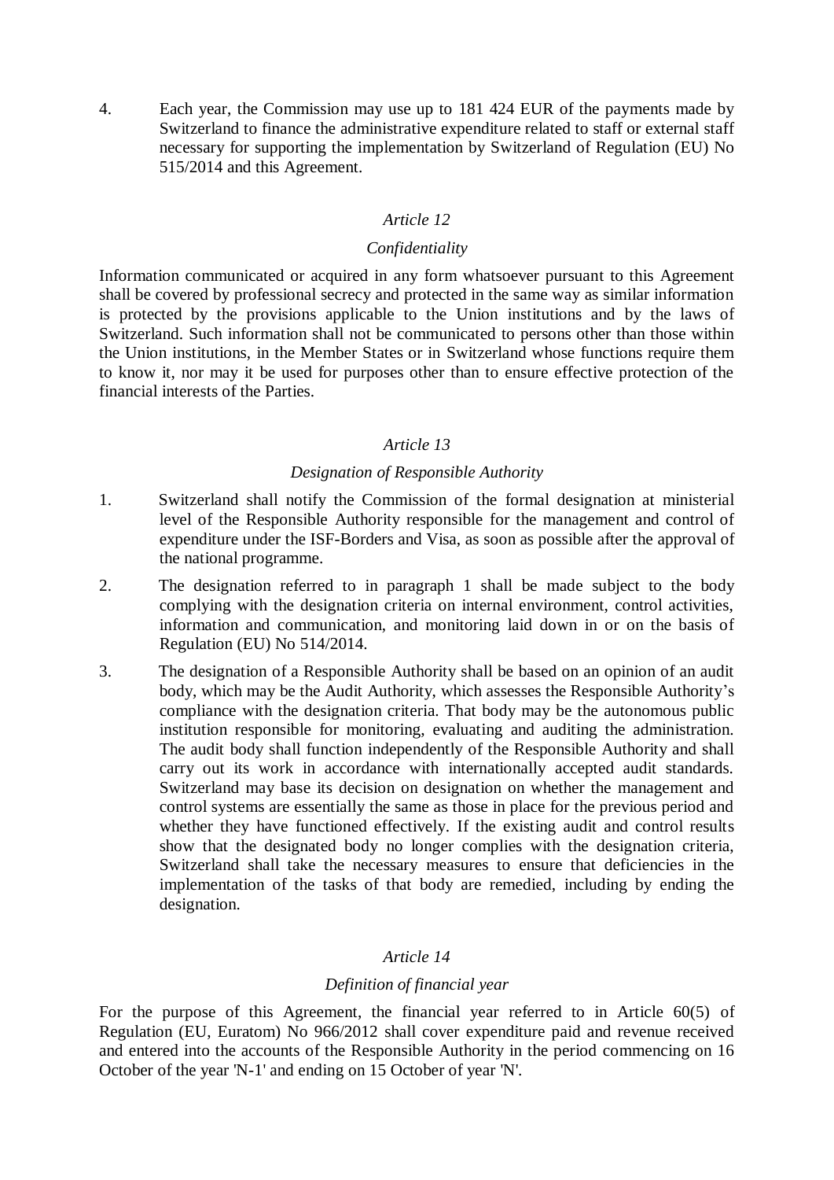4. Each year, the Commission may use up to 181 424 EUR of the payments made by Switzerland to finance the administrative expenditure related to staff or external staff necessary for supporting the implementation by Switzerland of Regulation (EU) No 515/2014 and this Agreement.

*Article 12*

*Confidentiality*

Information communicated or acquired in any form whatsoever pursuant to this Agreement shall be covered by professional secrecy and protected in the same way as similar information is protected by the provisions applicable to the Union institutions and by the laws of Switzerland. Such information shall not be communicated to persons other than those within the Union institutions, in the Member States or in Switzerland whose functions require them to know it, nor may it be used for purposes other than to ensure effective protection of the financial interests of the Parties.

*Article 13*

*Designation of Responsible Authority*

1. Switzerland shall notify the Commission of the formal designation at ministerial level of the Responsible Authority responsible for the management and control of expenditure under the ISF-Borders and Visa, as soon as possible after the approval of the national programme.

2. The designation referred to in paragraph 1 shall be made subject to the body complying with the designation criteria on internal environment, control activities, information and communication, and monitoring laid down in or on the basis of Regulation (EU) No 514/2014.

3. The designation of a Responsible Authority shall be based on an opinion of an audit body, which may be the Audit Authority, which assesses the Responsible Authority's compliance with the designation criteria. That body may be the autonomous public institution responsible for monitoring, evaluating and auditing the administration. The audit body shall function independently of the Responsible Authority and shall carry out its work in accordance with internationally accepted audit standards. Switzerland may base its decision on designation on whether the management and control systems are essentially the same as those in place for the previous period and whether they have functioned effectively. If the existing audit and control results show that the designated body no longer complies with the designation criteria, Switzerland shall take the necessary measures to ensure that deficiencies in the implementation of the tasks of that body are remedied, including by ending the designation.

*Article 14*

*Definition of financial year*

For the purpose of this Agreement, the financial year referred to in Article 60(5) of Regulation (EU, Euratom) No 966/2012 shall cover expenditure paid and revenue received and entered into the accounts of the Responsible Authority in the period commencing on 16 October of the year 'N-1' and ending on 15 October of year 'N'.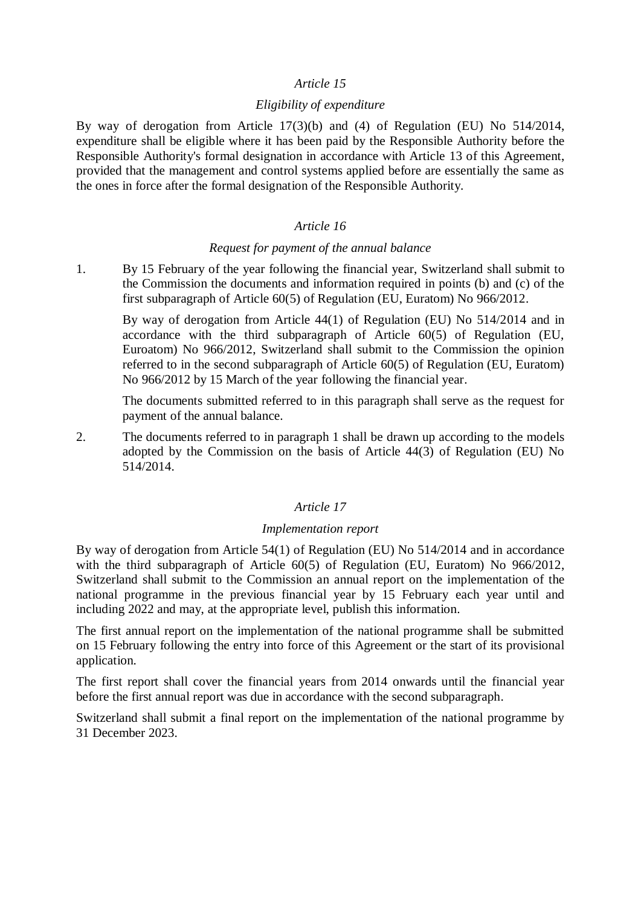*Article 15*

*Eligibility of expenditure*

By way of derogation from Article 17(3)(b) and (4) of Regulation (EU) No 514/2014, expenditure shall be eligible where it has been paid by the Responsible Authority before the Responsible Authority's formal designation in accordance with Article 13 of this Agreement, provided that the management and control systems applied before are essentially the same as the ones in force after the formal designation of the Responsible Authority.

*Article 16*

*Request for payment of the annual balance*

1. By 15 February of the year following the financial year, Switzerland shall submit to the Commission the documents and information required in points (b) and (c) of the first subparagraph of Article 60(5) of Regulation (EU, Euratom) No 966/2012.

   By way of derogation from Article 44(1) of Regulation (EU) No 514/2014 and in accordance with the third subparagraph of Article 60(5) of Regulation (EU, Euroatom) No 966/2012, Switzerland shall submit to the Commission the opinion referred to in the second subparagraph of Article 60(5) of Regulation (EU, Euratom) No 966/2012 by 15 March of the year following the financial year.

   The documents submitted referred to in this paragraph shall serve as the request for payment of the annual balance.

2. The documents referred to in paragraph 1 shall be drawn up according to the models adopted by the Commission on the basis of Article 44(3) of Regulation (EU) No 514/2014.

*Article 17*

*Implementation report*

By way of derogation from Article 54(1) of Regulation (EU) No 514/2014 and in accordance with the third subparagraph of Article 60(5) of Regulation (EU, Euratom) No 966/2012, Switzerland shall submit to the Commission an annual report on the implementation of the national programme in the previous financial year by 15 February each year until and including 2022 and may, at the appropriate level, publish this information.

The first annual report on the implementation of the national programme shall be submitted on 15 February following the entry into force of this Agreement or the start of its provisional application.

The first report shall cover the financial years from 2014 onwards until the financial year before the first annual report was due in accordance with the second subparagraph.

Switzerland shall submit a final report on the implementation of the national programme by 31 December 2023.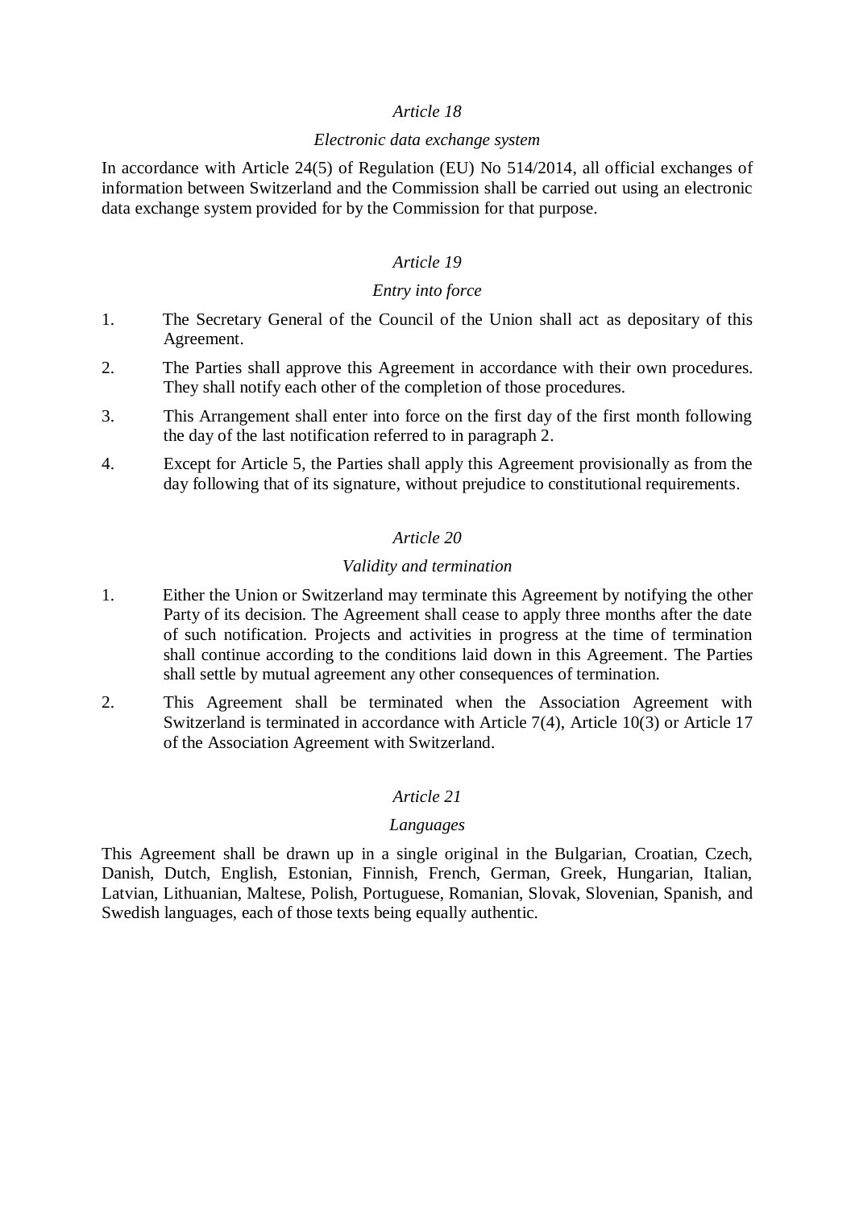*Article 18*

*Electronic data exchange system*

In accordance with Article 24(5) of Regulation (EU) No 514/2014, all official exchanges of information between Switzerland and the Commission shall be carried out using an electronic data exchange system provided for by the Commission for that purpose.

*Article 19*

*Entry into force*

1. The Secretary General of the Council of the Union shall act as depositary of this Agreement.
2. The Parties shall approve this Agreement in accordance with their own procedures. They shall notify each other of the completion of those procedures.
3. This Arrangement shall enter into force on the first day of the first month following the day of the last notification referred to in paragraph 2.
4. Except for Article 5, the Parties shall apply this Agreement provisionally as from the day following that of its signature, without prejudice to constitutional requirements.

*Article 20*

*Validity and termination*

1. Either the Union or Switzerland may terminate this Agreement by notifying the other Party of its decision. The Agreement shall cease to apply three months after the date of such notification. Projects and activities in progress at the time of termination shall continue according to the conditions laid down in this Agreement. The Parties shall settle by mutual agreement any other consequences of termination.
2. This Agreement shall be terminated when the Association Agreement with Switzerland is terminated in accordance with Article 7(4), Article 10(3) or Article 17 of the Association Agreement with Switzerland.

*Article 21*

*Languages*

This Agreement shall be drawn up in a single original in the Bulgarian, Croatian, Czech, Danish, Dutch, English, Estonian, Finnish, French, German, Greek, Hungarian, Italian, Latvian, Lithuanian, Maltese, Polish, Portuguese, Romanian, Slovak, Slovenian, Spanish, and Swedish languages, each of those texts being equally authentic.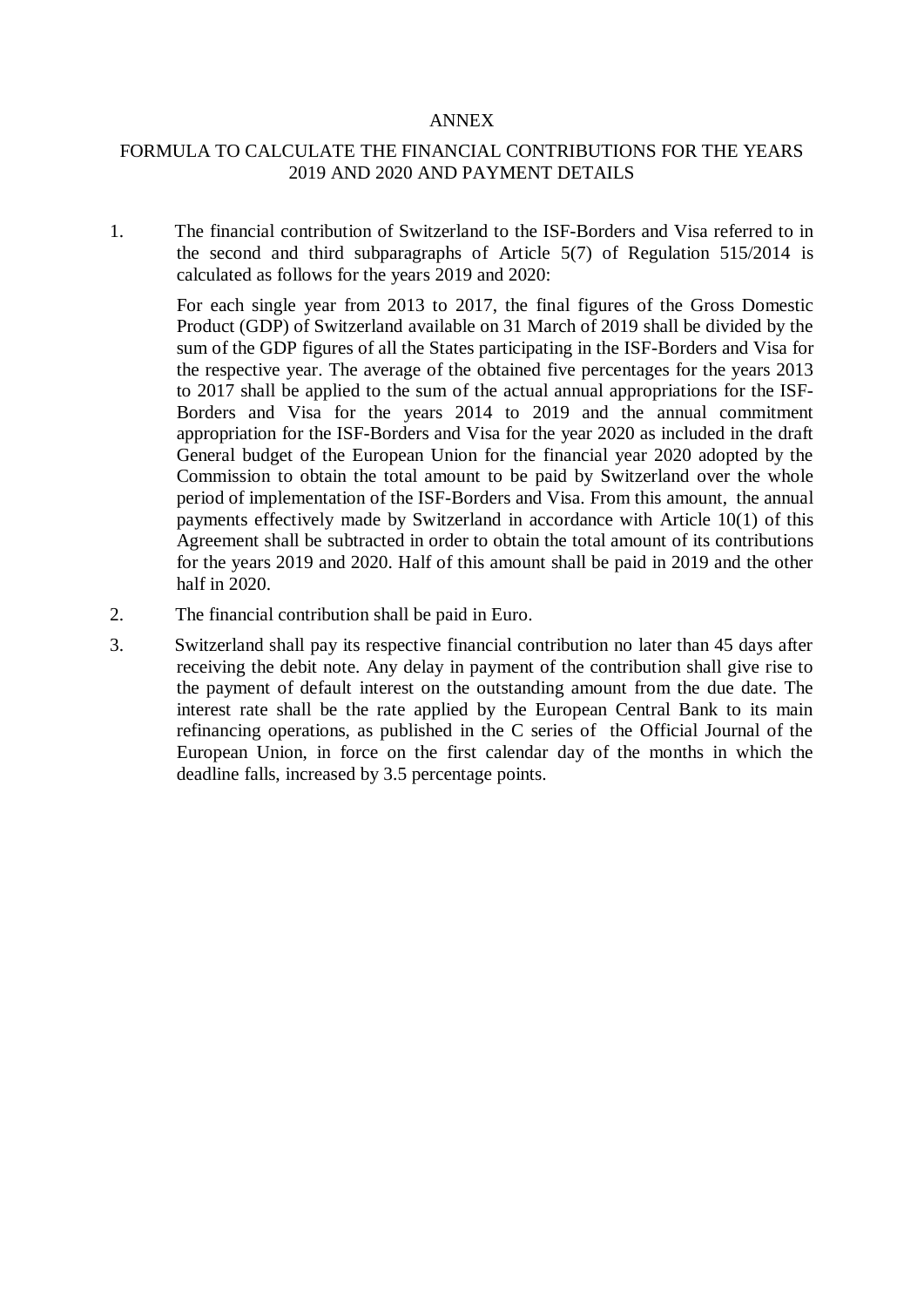# ANNEX

## FORMULA TO CALCULATE THE FINANCIAL CONTRIBUTIONS FOR THE YEARS 2019 AND 2020 AND PAYMENT DETAILS

1. The financial contribution of Switzerland to the ISF-Borders and Visa referred to in the second and third subparagraphs of Article 5(7) of Regulation 515/2014 is calculated as follows for the years 2019 and 2020:

   For each single year from 2013 to 2017, the final figures of the Gross Domestic Product (GDP) of Switzerland available on 31 March of 2019 shall be divided by the sum of the GDP figures of all the States participating in the ISF-Borders and Visa for the respective year. The average of the obtained five percentages for the years 2013 to 2017 shall be applied to the sum of the actual annual appropriations for the ISF-Borders and Visa for the years 2014 to 2019 and the annual commitment appropriation for the ISF-Borders and Visa for the year 2020 as included in the draft General budget of the European Union for the financial year 2020 adopted by the Commission to obtain the total amount to be paid by Switzerland over the whole period of implementation of the ISF-Borders and Visa. From this amount, the annual payments effectively made by Switzerland in accordance with Article 10(1) of this Agreement shall be subtracted in order to obtain the total amount of its contributions for the years 2019 and 2020. Half of this amount shall be paid in 2019 and the other half in 2020.

2. The financial contribution shall be paid in Euro.

3. Switzerland shall pay its respective financial contribution no later than 45 days after receiving the debit note. Any delay in payment of the contribution shall give rise to the payment of default interest on the outstanding amount from the due date. The interest rate shall be the rate applied by the European Central Bank to its main refinancing operations, as published in the C series of the Official Journal of the European Union, in force on the first calendar day of the months in which the deadline falls, increased by 3.5 percentage points.